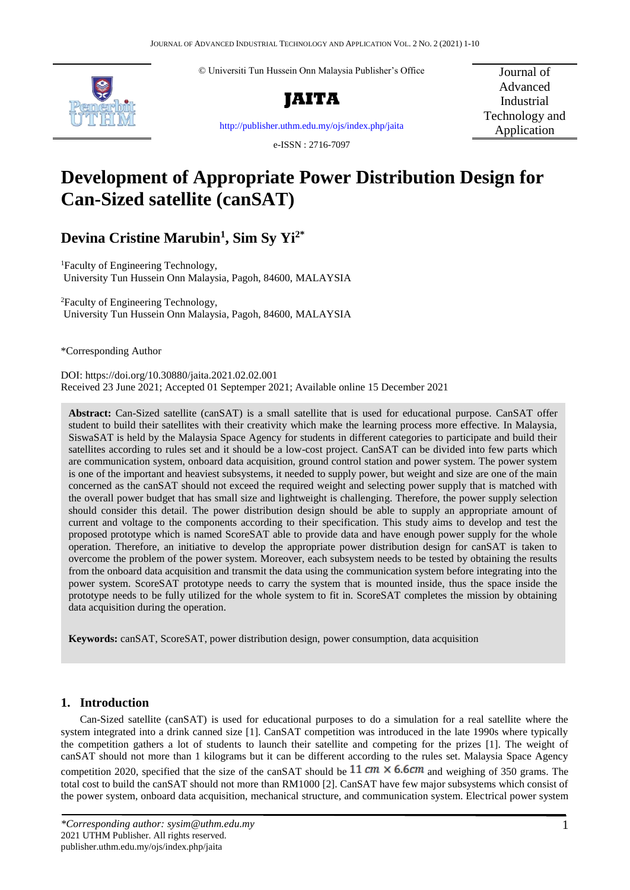© Universiti Tun Hussein Onn Malaysia Publisher's Office

**JAITA**

http://publisher.uthm.edu.my/ojs/index.php/jaita

e-ISSN : 2716-7097

Journal of Advanced Industrial Technology and Application

# Development of Appropriate Power Distribution Design for Can-Sized satellite (canSAT)

**Devina Cristine Marubin[1], Sim Sy Yi[2*]**

[1]Faculty of Engineering Technology,
University Tun Hussein Onn Malaysia, Pagoh, 84600, MALAYSIA

[2]Faculty of Engineering Technology,
University Tun Hussein Onn Malaysia, Pagoh, 84600, MALAYSIA

*Corresponding Author

DOI: https://doi.org/10.30880/jaita.2021.02.02.001
Received 23 June 2021; Accepted 01 Septemper 2021; Available online 15 December 2021

**Abstract:** Can-Sized satellite (canSAT) is a small satellite that is used for educational purpose. CanSAT offer student to build their satellites with their creativity which make the learning process more effective. In Malaysia, SiswaSAT is held by the Malaysia Space Agency for students in different categories to participate and build their satellites according to rules set and it should be a low-cost project. CanSAT can be divided into few parts which are communication system, onboard data acquisition, ground control station and power system. The power system is one of the important and heaviest subsystems, it needed to supply power, but weight and size are one of the main concerned as the canSAT should not exceed the required weight and selecting power supply that is matched with the overall power budget that has small size and lightweight is challenging. Therefore, the power supply selection should consider this detail. The power distribution design should be able to supply an appropriate amount of current and voltage to the components according to their specification. This study aims to develop and test the proposed prototype which is named ScoreSAT able to provide data and have enough power supply for the whole operation. Therefore, an initiative to develop the appropriate power distribution design for canSAT is taken to overcome the problem of the power system. Moreover, each subsystem needs to be tested by obtaining the results from the onboard data acquisition and transmit the data using the communication system before integrating into the power system. ScoreSAT prototype needs to carry the system that is mounted inside, thus the space inside the prototype needs to be fully utilized for the whole system to fit in. ScoreSAT completes the mission by obtaining data acquisition during the operation.

**Keywords:** canSAT, ScoreSAT, power distribution design, power consumption, data acquisition

## 1. Introduction

Can-Sized satellite (canSAT) is used for educational purposes to do a simulation for a real satellite where the system integrated into a drink canned size [1]. CanSAT competition was introduced in the late 1990s where typically the competition gathers a lot of students to launch their satellite and competing for the prizes [1]. The weight of canSAT should not more than 1 kilograms but it can be different according to the rules set. Malaysia Space Agency competition 2020, specified that the size of the canSAT should be $11\ cm \times 6.6cm$ and weighing of 350 grams. The total cost to build the canSAT should not more than RM1000 [2]. CanSAT have few major subsystems which consist of the power system, onboard data acquisition, mechanical structure, and communication system. Electrical power system

*Corresponding author: sysim@uthm.edu.my
2021 UTHM Publisher. All rights reserved.
publisher.uthm.edu.my/ojs/index.php/jaita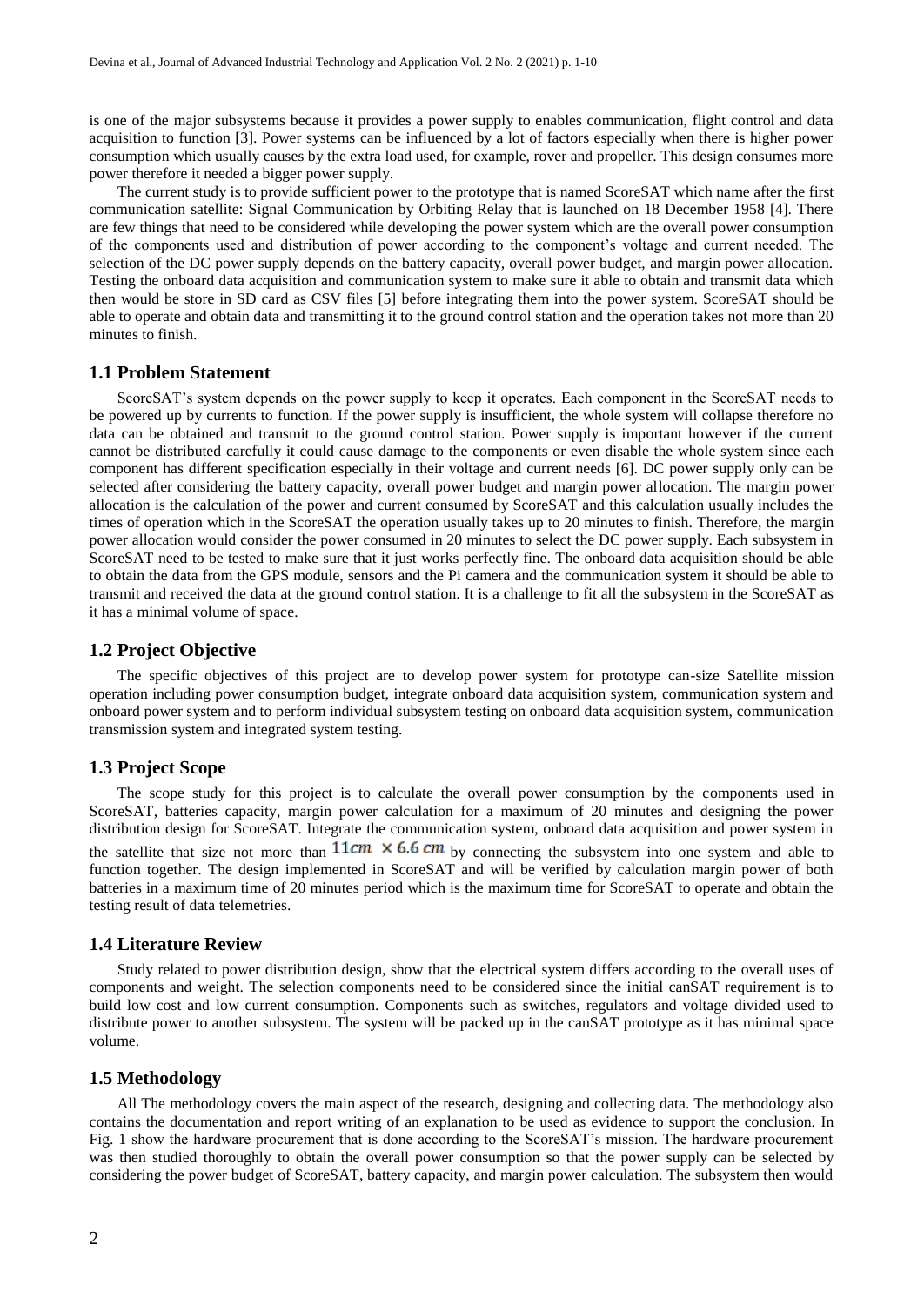is one of the major subsystems because it provides a power supply to enables communication, flight control and data acquisition to function [3]. Power systems can be influenced by a lot of factors especially when there is higher power consumption which usually causes by the extra load used, for example, rover and propeller. This design consumes more power therefore it needed a bigger power supply.

The current study is to provide sufficient power to the prototype that is named ScoreSAT which name after the first communication satellite: Signal Communication by Orbiting Relay that is launched on 18 December 1958 [4]. There are few things that need to be considered while developing the power system which are the overall power consumption of the components used and distribution of power according to the component's voltage and current needed. The selection of the DC power supply depends on the battery capacity, overall power budget, and margin power allocation. Testing the onboard data acquisition and communication system to make sure it able to obtain and transmit data which then would be store in SD card as CSV files [5] before integrating them into the power system. ScoreSAT should be able to operate and obtain data and transmitting it to the ground control station and the operation takes not more than 20 minutes to finish.

## 1.1 Problem Statement

ScoreSAT's system depends on the power supply to keep it operates. Each component in the ScoreSAT needs to be powered up by currents to function. If the power supply is insufficient, the whole system will collapse therefore no data can be obtained and transmit to the ground control station. Power supply is important however if the current cannot be distributed carefully it could cause damage to the components or even disable the whole system since each component has different specification especially in their voltage and current needs [6]. DC power supply only can be selected after considering the battery capacity, overall power budget and margin power allocation. The margin power allocation is the calculation of the power and current consumed by ScoreSAT and this calculation usually includes the times of operation which in the ScoreSAT the operation usually takes up to 20 minutes to finish. Therefore, the margin power allocation would consider the power consumed in 20 minutes to select the DC power supply. Each subsystem in ScoreSAT need to be tested to make sure that it just works perfectly fine. The onboard data acquisition should be able to obtain the data from the GPS module, sensors and the Pi camera and the communication system it should be able to transmit and received the data at the ground control station. It is a challenge to fit all the subsystem in the ScoreSAT as it has a minimal volume of space.

## 1.2 Project Objective

The specific objectives of this project are to develop power system for prototype can-size Satellite mission operation including power consumption budget, integrate onboard data acquisition system, communication system and onboard power system and to perform individual subsystem testing on onboard data acquisition system, communication transmission system and integrated system testing.

## 1.3 Project Scope

The scope study for this project is to calculate the overall power consumption by the components used in ScoreSAT, batteries capacity, margin power calculation for a maximum of 20 minutes and designing the power distribution design for ScoreSAT. Integrate the communication system, onboard data acquisition and power system in the satellite that size not more than $11cm \times 6.6\,cm$ by connecting the subsystem into one system and able to function together. The design implemented in ScoreSAT and will be verified by calculation margin power of both batteries in a maximum time of 20 minutes period which is the maximum time for ScoreSAT to operate and obtain the testing result of data telemetries.

## 1.4 Literature Review

Study related to power distribution design, show that the electrical system differs according to the overall uses of components and weight. The selection components need to be considered since the initial canSAT requirement is to build low cost and low current consumption. Components such as switches, regulators and voltage divided used to distribute power to another subsystem. The system will be packed up in the canSAT prototype as it has minimal space volume.

## 1.5 Methodology

All The methodology covers the main aspect of the research, designing and collecting data. The methodology also contains the documentation and report writing of an explanation to be used as evidence to support the conclusion. In Fig. 1 show the hardware procurement that is done according to the ScoreSAT's mission. The hardware procurement was then studied thoroughly to obtain the overall power consumption so that the power supply can be selected by considering the power budget of ScoreSAT, battery capacity, and margin power calculation. The subsystem then would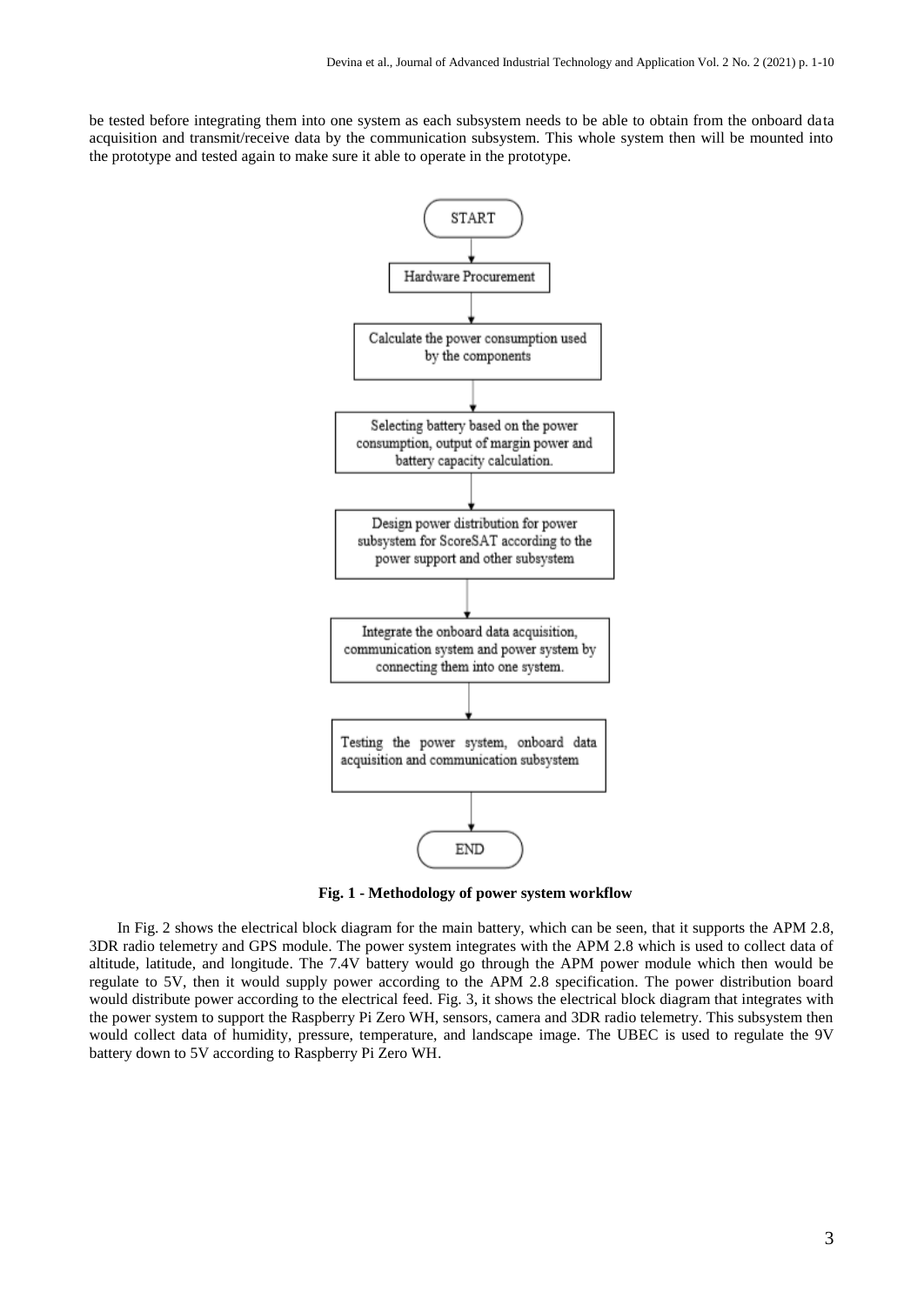be tested before integrating them into one system as each subsystem needs to be able to obtain from the onboard data acquisition and transmit/receive data by the communication subsystem. This whole system then will be mounted into the prototype and tested again to make sure it able to operate in the prototype.

START

Hardware Procurement

Calculate the power consumption used by the components

Selecting battery based on the power consumption, output of margin power and battery capacity calculation.

Design power distribution for power subsystem for ScoreSAT according to the power support and other subsystem

Integrate the onboard data acquisition, communication system and power system by connecting them into one system.

Testing the power system, onboard data acquisition and communication subsystem

END

**Fig. 1 - Methodology of power system workflow**

In Fig. 2 shows the electrical block diagram for the main battery, which can be seen, that it supports the APM 2.8, 3DR radio telemetry and GPS module. The power system integrates with the APM 2.8 which is used to collect data of altitude, latitude, and longitude. The 7.4V battery would go through the APM power module which then would be regulate to 5V, then it would supply power according to the APM 2.8 specification. The power distribution board would distribute power according to the electrical feed. Fig. 3, it shows the electrical block diagram that integrates with the power system to support the Raspberry Pi Zero WH, sensors, camera and 3DR radio telemetry. This subsystem then would collect data of humidity, pressure, temperature, and landscape image. The UBEC is used to regulate the 9V battery down to 5V according to Raspberry Pi Zero WH.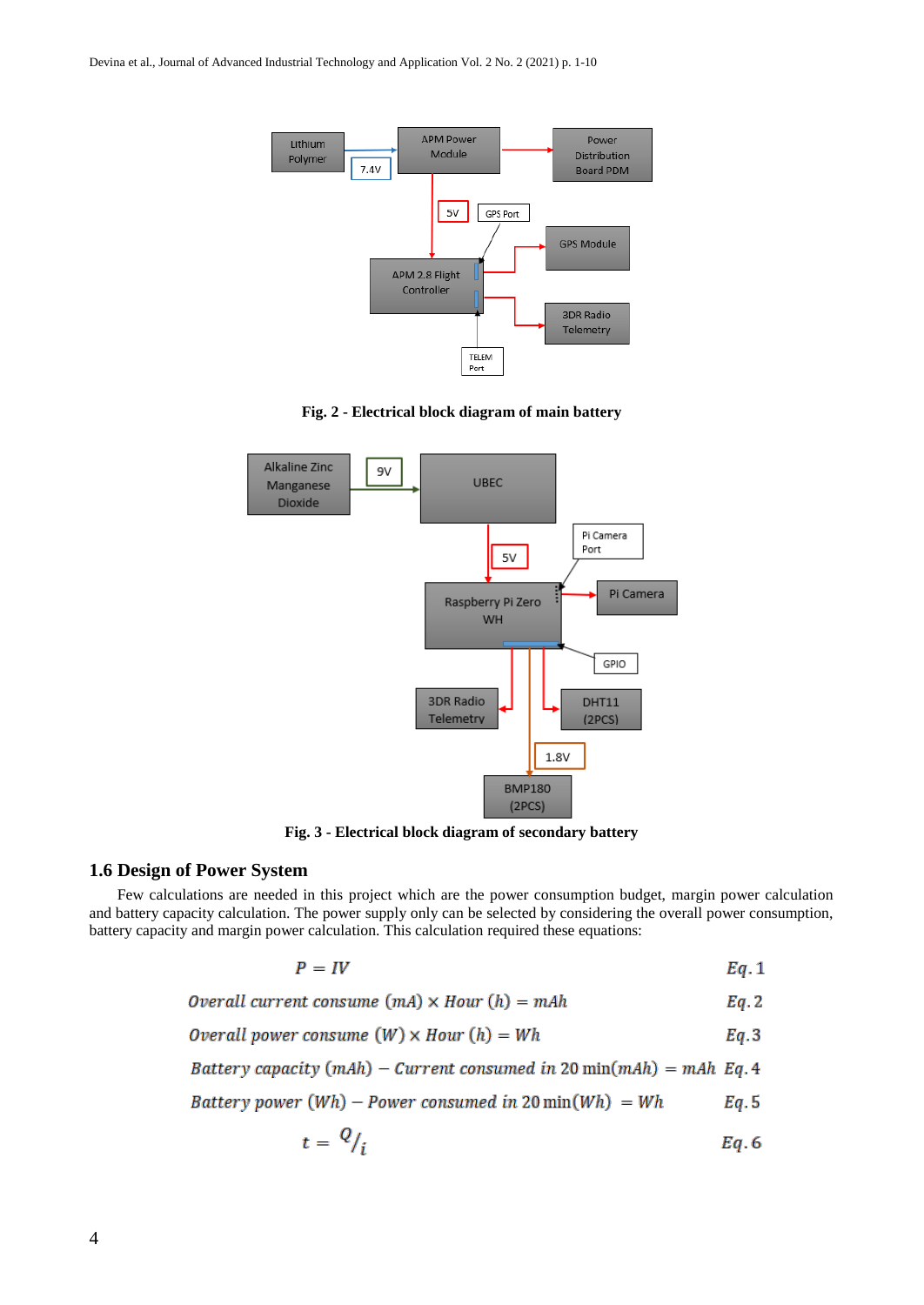Fig. 2 - Electrical block diagram of main battery

Fig. 3 - Electrical block diagram of secondary battery

## 1.6 Design of Power System

Few calculations are needed in this project which are the power consumption budget, margin power calculation and battery capacity calculation. The power supply only can be selected by considering the overall power consumption, battery capacity and margin power calculation. This calculation required these equations:

$$P = IV \qquad Eq. 1$$

$$Overall\ current\ consume\ (mA) \times Hour\ (h) = mAh \qquad Eq. 2$$

$$Overall\ power\ consume\ (W) \times Hour\ (h) = Wh \qquad Eq. 3$$

$$Battery\ capacity\ (mAh) - Current\ consumed\ in\ 20\min(mAh) = mAh \qquad Eq. 4$$

$$Battery\ power\ (Wh) - Power\ consumed\ in\ 20\min(Wh) = Wh \qquad Eq. 5$$

$$t = {}^{Q}/_{i} \qquad Eq. 6$$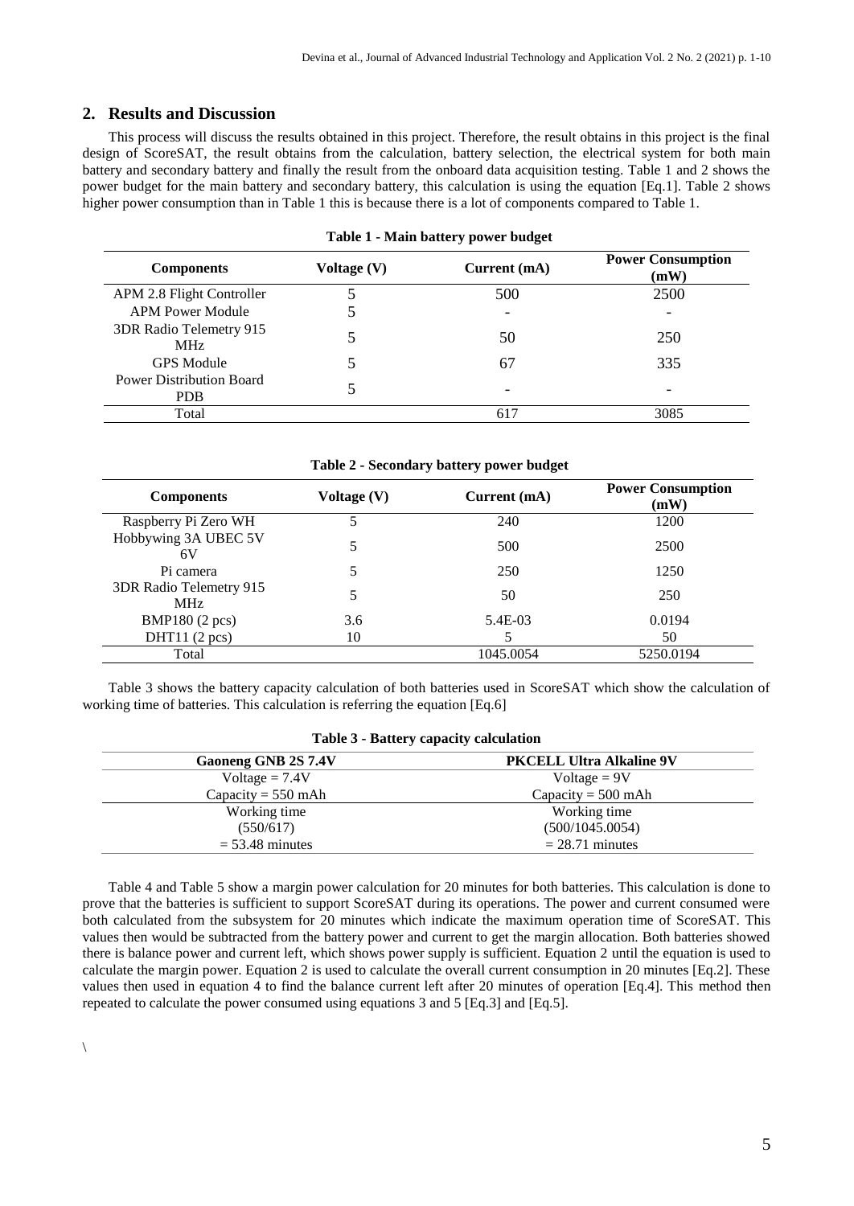## 2. Results and Discussion

This process will discuss the results obtained in this project. Therefore, the result obtains in this project is the final design of ScoreSAT, the result obtains from the calculation, battery selection, the electrical system for both main battery and secondary battery and finally the result from the onboard data acquisition testing. Table 1 and 2 shows the power budget for the main battery and secondary battery, this calculation is using the equation [Eq.1]. Table 2 shows higher power consumption than in Table 1 this is because there is a lot of components compared to Table 1.

**Table 1 - Main battery power budget**

| Components | Voltage (V) | Current (mA) | Power Consumption (mW) |
|---|---|---|---|
| APM 2.8 Flight Controller | 5 | 500 | 2500 |
| APM Power Module | 5 | - | - |
| 3DR Radio Telemetry 915 MHz | 5 | 50 | 250 |
| GPS Module | 5 | 67 | 335 |
| Power Distribution Board PDB | 5 | - | - |
| Total | | 617 | 3085 |

**Table 2 - Secondary battery power budget**

| Components | Voltage (V) | Current (mA) | Power Consumption (mW) |
|---|---|---|---|
| Raspberry Pi Zero WH | 5 | 240 | 1200 |
| Hobbywing 3A UBEC 5V 6V | 5 | 500 | 2500 |
| Pi camera | 5 | 250 | 1250 |
| 3DR Radio Telemetry 915 MHz | 5 | 50 | 250 |
| BMP180 (2 pcs) | 3.6 | 5.4E-03 | 0.0194 |
| DHT11 (2 pcs) | 10 | 5 | 50 |
| Total | | 1045.0054 | 5250.0194 |

Table 3 shows the battery capacity calculation of both batteries used in ScoreSAT which show the calculation of working time of batteries. This calculation is referring the equation [Eq.6]

**Table 3 - Battery capacity calculation**

| Gaoneng GNB 2S 7.4V | PKCELL Ultra Alkaline 9V |
|---|---|
| Voltage = 7.4V | Voltage = 9V |
| Capacity = 550 mAh | Capacity = 500 mAh |
| Working time<br>(550/617)<br>= 53.48 minutes | Working time<br>(500/1045.0054)<br>= 28.71 minutes |

Table 4 and Table 5 show a margin power calculation for 20 minutes for both batteries. This calculation is done to prove that the batteries is sufficient to support ScoreSAT during its operations. The power and current consumed were both calculated from the subsystem for 20 minutes which indicate the maximum operation time of ScoreSAT. This values then would be subtracted from the battery power and current to get the margin allocation. Both batteries showed there is balance power and current left, which shows power supply is sufficient. Equation 2 until the equation is used to calculate the margin power. Equation 2 is used to calculate the overall current consumption in 20 minutes [Eq.2]. These values then used in equation 4 to find the balance current left after 20 minutes of operation [Eq.4]. This method then repeated to calculate the power consumed using equations 3 and 5 [Eq.3] and [Eq.5].

\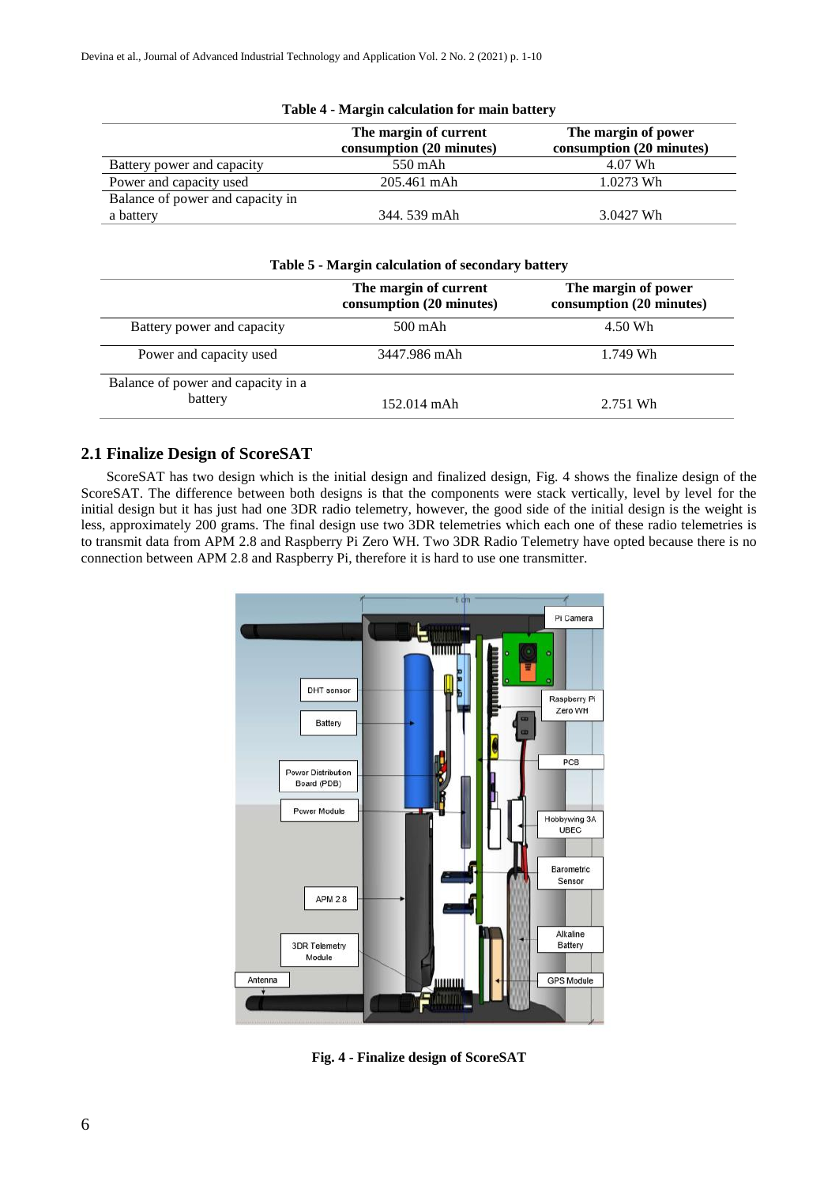**Table 4 - Margin calculation for main battery**

| | The margin of current consumption (20 minutes) | The margin of power consumption (20 minutes) |
|---|---|---|
| Battery power and capacity | 550 mAh | 4.07 Wh |
| Power and capacity used | 205.461 mAh | 1.0273 Wh |
| Balance of power and capacity in a battery | 344. 539 mAh | 3.0427 Wh |

**Table 5 - Margin calculation of secondary battery**

| | The margin of current consumption (20 minutes) | The margin of power consumption (20 minutes) |
|---|---|---|
| Battery power and capacity | 500 mAh | 4.50 Wh |
| Power and capacity used | 3447.986 mAh | 1.749 Wh |
| Balance of power and capacity in a battery | 152.014 mAh | 2.751 Wh |

## 2.1 Finalize Design of ScoreSAT

ScoreSAT has two design which is the initial design and finalized design, Fig. 4 shows the finalize design of the ScoreSAT. The difference between both designs is that the components were stack vertically, level by level for the initial design but it has just had one 3DR radio telemetry, however, the good side of the initial design is the weight is less, approximately 200 grams. The final design use two 3DR telemetries which each one of these radio telemetries is to transmit data from APM 2.8 and Raspberry Pi Zero WH. Two 3DR Radio Telemetry have opted because there is no connection between APM 2.8 and Raspberry Pi, therefore it is hard to use one transmitter.

**Fig. 4 - Finalize design of ScoreSAT**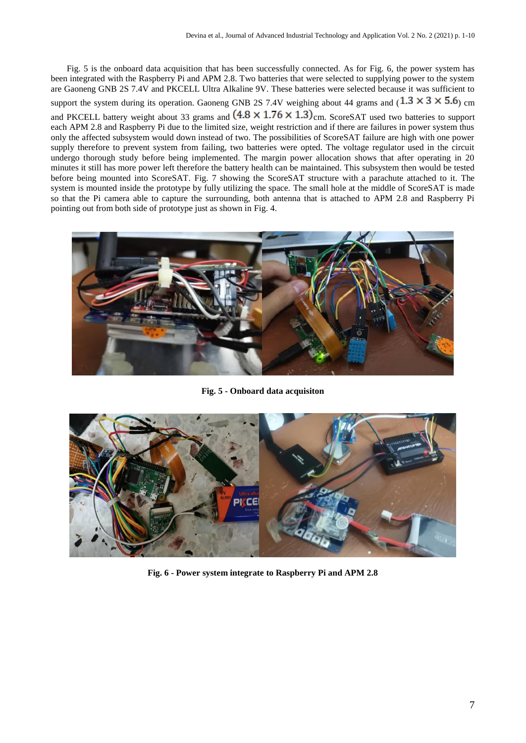Fig. 5 is the onboard data acquisition that has been successfully connected. As for Fig. 6, the power system has been integrated with the Raspberry Pi and APM 2.8. Two batteries that were selected to supplying power to the system are Gaoneng GNB 2S 7.4V and PKCELL Ultra Alkaline 9V. These batteries were selected because it was sufficient to support the system during its operation. Gaoneng GNB 2S 7.4V weighing about 44 grams and ($1.3 \times 3 \times 5.6$) cm and PKCELL battery weight about 33 grams and $(4.8 \times 1.76 \times 1.3)$cm. ScoreSAT used two batteries to support each APM 2.8 and Raspberry Pi due to the limited size, weight restriction and if there are failures in power system thus only the affected subsystem would down instead of two. The possibilities of ScoreSAT failure are high with one power supply therefore to prevent system from failing, two batteries were opted. The voltage regulator used in the circuit undergo thorough study before being implemented. The margin power allocation shows that after operating in 20 minutes it still has more power left therefore the battery health can be maintained. This subsystem then would be tested before being mounted into ScoreSAT. Fig. 7 showing the ScoreSAT structure with a parachute attached to it. The system is mounted inside the prototype by fully utilizing the space. The small hole at the middle of ScoreSAT is made so that the Pi camera able to capture the surrounding, both antenna that is attached to APM 2.8 and Raspberry Pi pointing out from both side of prototype just as shown in Fig. 4.

**Fig. 5 - Onboard data acquisiton**

**Fig. 6 - Power system integrate to Raspberry Pi and APM 2.8**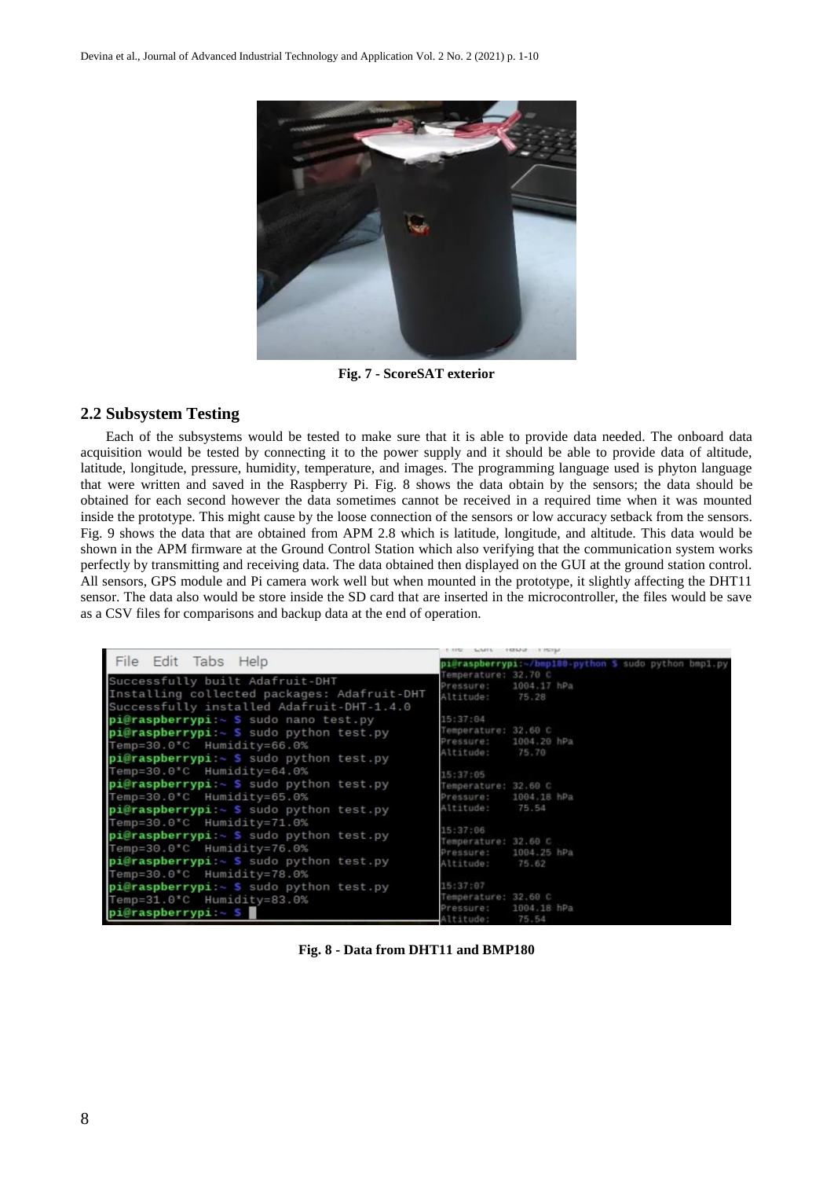Fig. 7 - ScoreSAT exterior

## 2.2 Subsystem Testing

Each of the subsystems would be tested to make sure that it is able to provide data needed. The onboard data acquisition would be tested by connecting it to the power supply and it should be able to provide data of altitude, latitude, longitude, pressure, humidity, temperature, and images. The programming language used is phyton language that were written and saved in the Raspberry Pi. Fig. 8 shows the data obtain by the sensors; the data should be obtained for each second however the data sometimes cannot be received in a required time when it was mounted inside the prototype. This might cause by the loose connection of the sensors or low accuracy setback from the sensors. Fig. 9 shows the data that are obtained from APM 2.8 which is latitude, longitude, and altitude. This data would be shown in the APM firmware at the Ground Control Station which also verifying that the communication system works perfectly by transmitting and receiving data. The data obtained then displayed on the GUI at the ground station control. All sensors, GPS module and Pi camera work well but when mounted in the prototype, it slightly affecting the DHT11 sensor. The data also would be store inside the SD card that are inserted in the microcontroller, the files would be save as a CSV files for comparisons and backup data at the end of operation.

Fig. 8 - Data from DHT11 and BMP180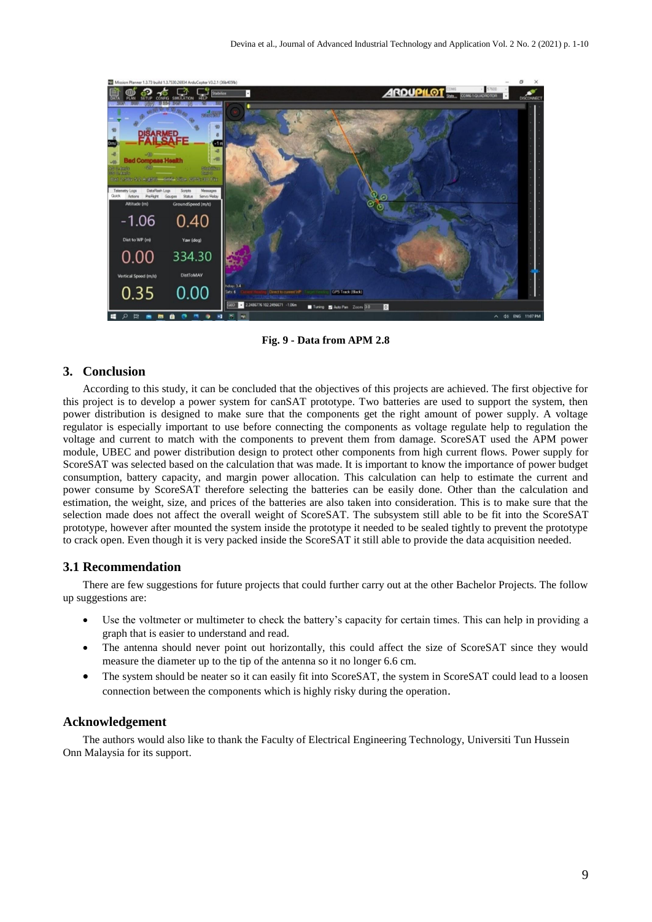Fig. 9 - Data from APM 2.8

## 3. Conclusion

According to this study, it can be concluded that the objectives of this projects are achieved. The first objective for this project is to develop a power system for canSAT prototype. Two batteries are used to support the system, then power distribution is designed to make sure that the components get the right amount of power supply. A voltage regulator is especially important to use before connecting the components as voltage regulate help to regulation the voltage and current to match with the components to prevent them from damage. ScoreSAT used the APM power module, UBEC and power distribution design to protect other components from high current flows. Power supply for ScoreSAT was selected based on the calculation that was made. It is important to know the importance of power budget consumption, battery capacity, and margin power allocation. This calculation can help to estimate the current and power consume by ScoreSAT therefore selecting the batteries can be easily done. Other than the calculation and estimation, the weight, size, and prices of the batteries are also taken into consideration. This is to make sure that the selection made does not affect the overall weight of ScoreSAT. The subsystem still able to be fit into the ScoreSAT prototype, however after mounted the system inside the prototype it needed to be sealed tightly to prevent the prototype to crack open. Even though it is very packed inside the ScoreSAT it still able to provide the data acquisition needed.

### 3.1 Recommendation

There are few suggestions for future projects that could further carry out at the other Bachelor Projects. The follow up suggestions are:

- Use the voltmeter or multimeter to check the battery's capacity for certain times. This can help in providing a graph that is easier to understand and read.
- The antenna should never point out horizontally, this could affect the size of ScoreSAT since they would measure the diameter up to the tip of the antenna so it no longer 6.6 cm.
- The system should be neater so it can easily fit into ScoreSAT, the system in ScoreSAT could lead to a loosen connection between the components which is highly risky during the operation.

## Acknowledgement

The authors would also like to thank the Faculty of Electrical Engineering Technology, Universiti Tun Hussein Onn Malaysia for its support.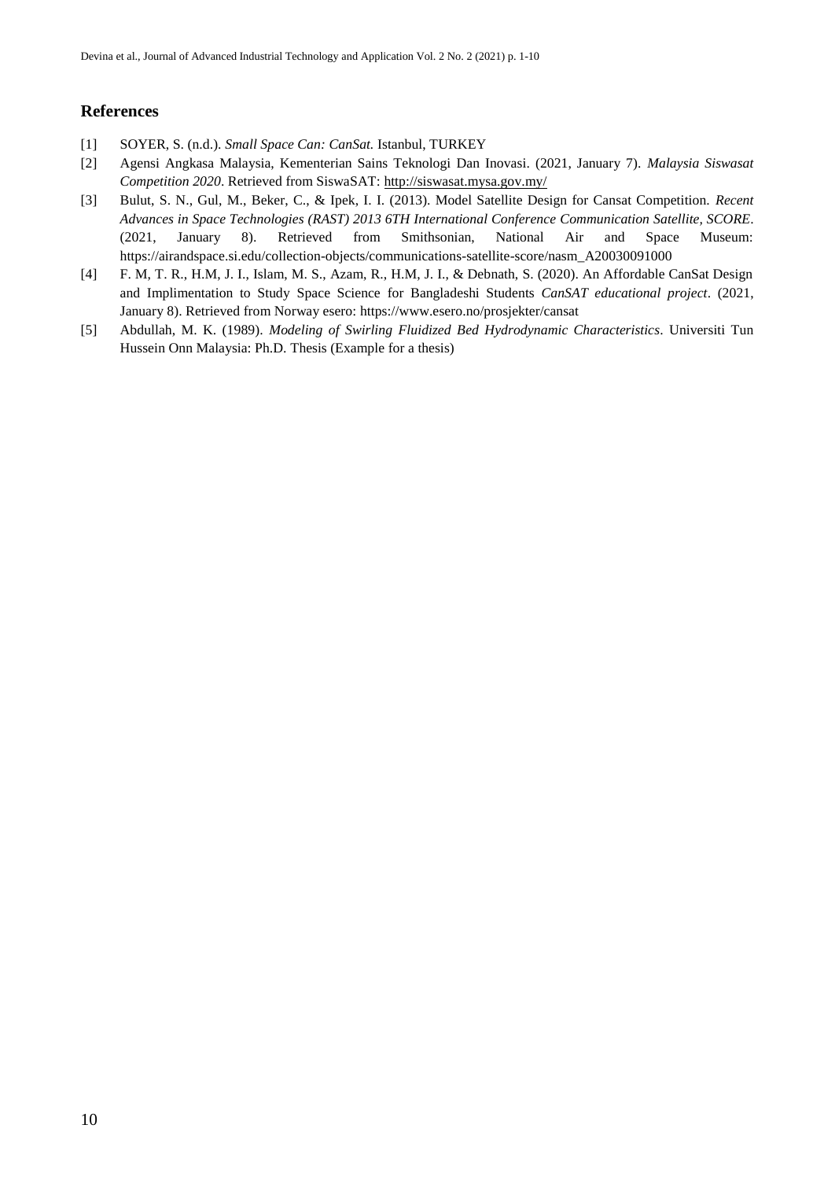## References

[1] SOYER, S. (n.d.). *Small Space Can: CanSat.* Istanbul, TURKEY

[2] Agensi Angkasa Malaysia, Kementerian Sains Teknologi Dan Inovasi. (2021, January 7). *Malaysia Siswasat Competition 2020*. Retrieved from SiswaSAT: http://siswasat.mysa.gov.my/

[3] Bulut, S. N., Gul, M., Beker, C., & Ipek, I. I. (2013). Model Satellite Design for Cansat Competition. *Recent Advances in Space Technologies (RAST) 2013 6TH International Conference Communication Satellite, SCORE*. (2021, January 8). Retrieved from Smithsonian, National Air and Space Museum: https://airandspace.si.edu/collection-objects/communications-satellite-score/nasm_A20030091000

[4] F. M, T. R., H.M, J. I., Islam, M. S., Azam, R., H.M, J. I., & Debnath, S. (2020). An Affordable CanSat Design and Implimentation to Study Space Science for Bangladeshi Students *CanSAT educational project*. (2021, January 8). Retrieved from Norway esero: https://www.esero.no/prosjekter/cansat

[5] Abdullah, M. K. (1989). *Modeling of Swirling Fluidized Bed Hydrodynamic Characteristics*. Universiti Tun Hussein Onn Malaysia: Ph.D. Thesis (Example for a thesis)